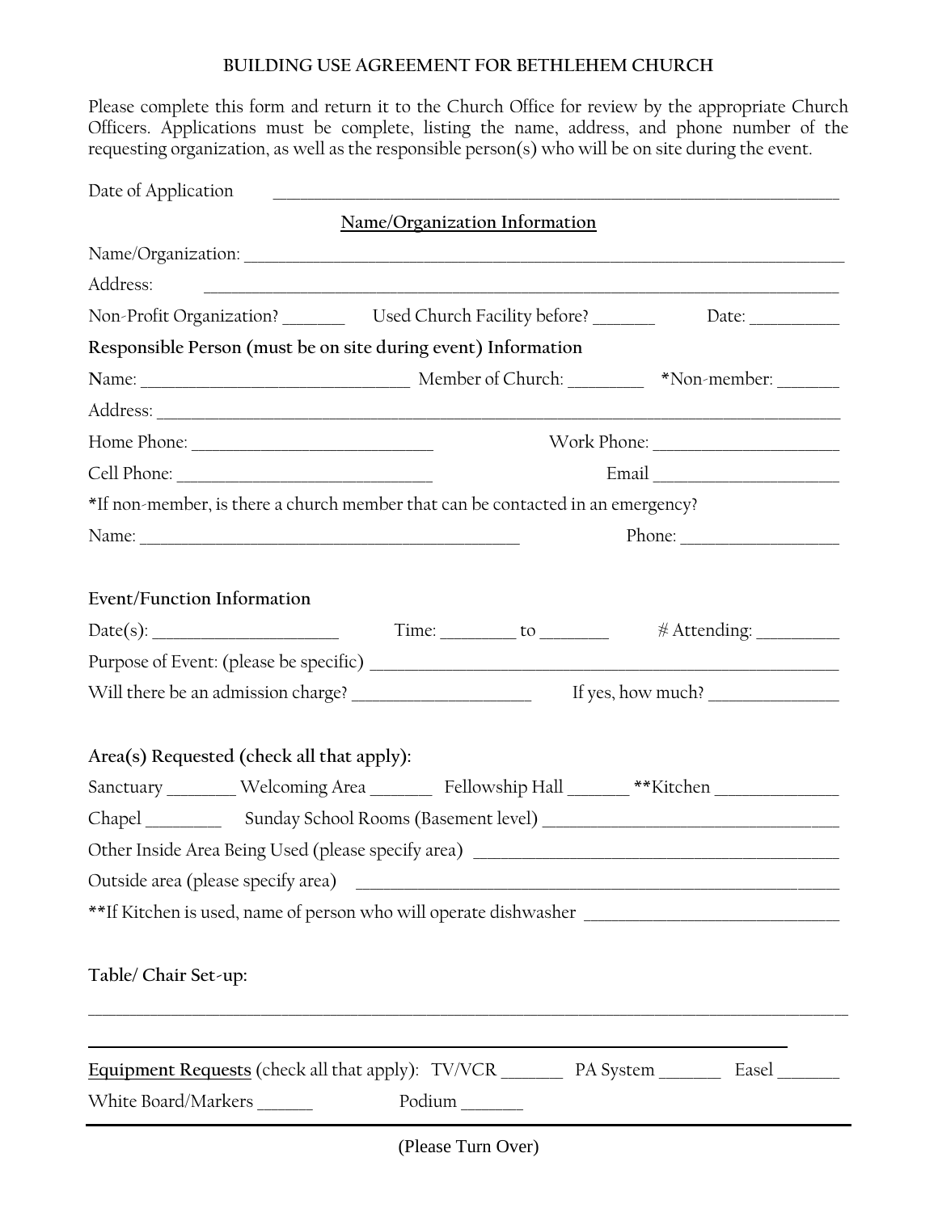# BUILDING USE AGREEMENT FOR BETHLEHEM CHURCH

Please complete this form and return it to the Church Office for review by the appropriate Church Officers. Applications must be complete, listing the name, address, and phone number of the requesting organization, as well as the responsible person(s) who will be on site during the event.

Date of Application ______________________________________________

## Name/Organization Information

Name/Organization: ______________________________________________

Address: ______________________________________________

Non-Profit Organization? _______ Used Church Facility before? _______ Date: __________

**Responsible Person (must be on site during event) Information**

Name: ______________________________ Member of Church: _________ *Non-member: _______

Address: ______________________________________________

Home Phone: __________________________ Work Phone: ____________________

Cell Phone: ____________________________ Email ____________________

*If non-member, is there a church member that can be contacted in an emergency?

Name: ____________________________________________ Phone: __________________

**Event/Function Information**

Date(s): _____________________ Time: _________ to ________ # Attending: _________

Purpose of Event: (please be specific) ______________________________________________

Will there be an admission charge? _____________________ If yes, how much? _______________

**Area(s) Requested (check all that apply):**

Sanctuary ________ Welcoming Area _______ Fellowship Hall _______ **Kitchen ______________

Chapel _________ Sunday School Rooms (Basement level) _________________________________

Other Inside Area Being Used (please specify area) ________________________________________

Outside area (please specify area) ______________________________________________________

**If Kitchen is used, name of person who will operate dishwasher ____________________________

**Table/ Chair Set-up:**

______________________________________________________________________________

______________________________________________________________________________

**Equipment Requests** (check all that apply): TV/VCR _______ PA System _______ Easel _______

White Board/Markers ______ Podium _______

(Please Turn Over)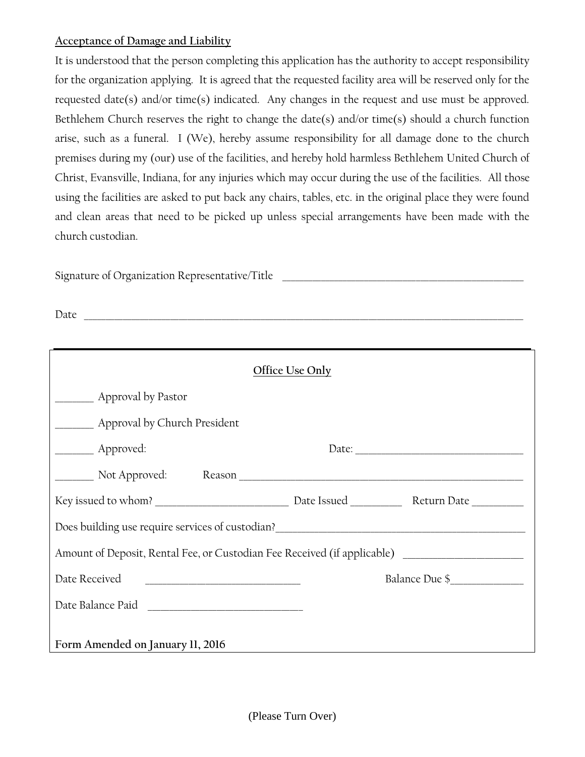**Acceptance of Damage and Liability**

It is understood that the person completing this application has the authority to accept responsibility for the organization applying. It is agreed that the requested facility area will be reserved only for the requested date(s) and/or time(s) indicated. Any changes in the request and use must be approved. Bethlehem Church reserves the right to change the date(s) and/or time(s) should a church function arise, such as a funeral. I (We), hereby assume responsibility for all damage done to the church premises during my (our) use of the facilities, and hereby hold harmless Bethlehem United Church of Christ, Evansville, Indiana, for any injuries which may occur during the use of the facilities. All those using the facilities are asked to put back any chairs, tables, etc. in the original place they were found and clean areas that need to be picked up unless special arrangements have been made with the church custodian.

Signature of Organization Representative/Title ______________________________________________

Date ______________________________________________________________________________________

---

**Office Use Only**

_______ Approval by Pastor

_______ Approval by Church President

_______ Approved: Date: ______________________________

_______ Not Approved: Reason ______________________________________________________

Key issued to whom? ________________________ Date Issued _________ Return Date _________

Does building use require services of custodian?_____________________________________________

Amount of Deposit, Rental Fee, or Custodian Fee Received (if applicable) _____________________

Date Received ____________________________ Balance Due $_____________

Date Balance Paid ____________________________

**Form Amended on January 11, 2016**

(Please Turn Over)